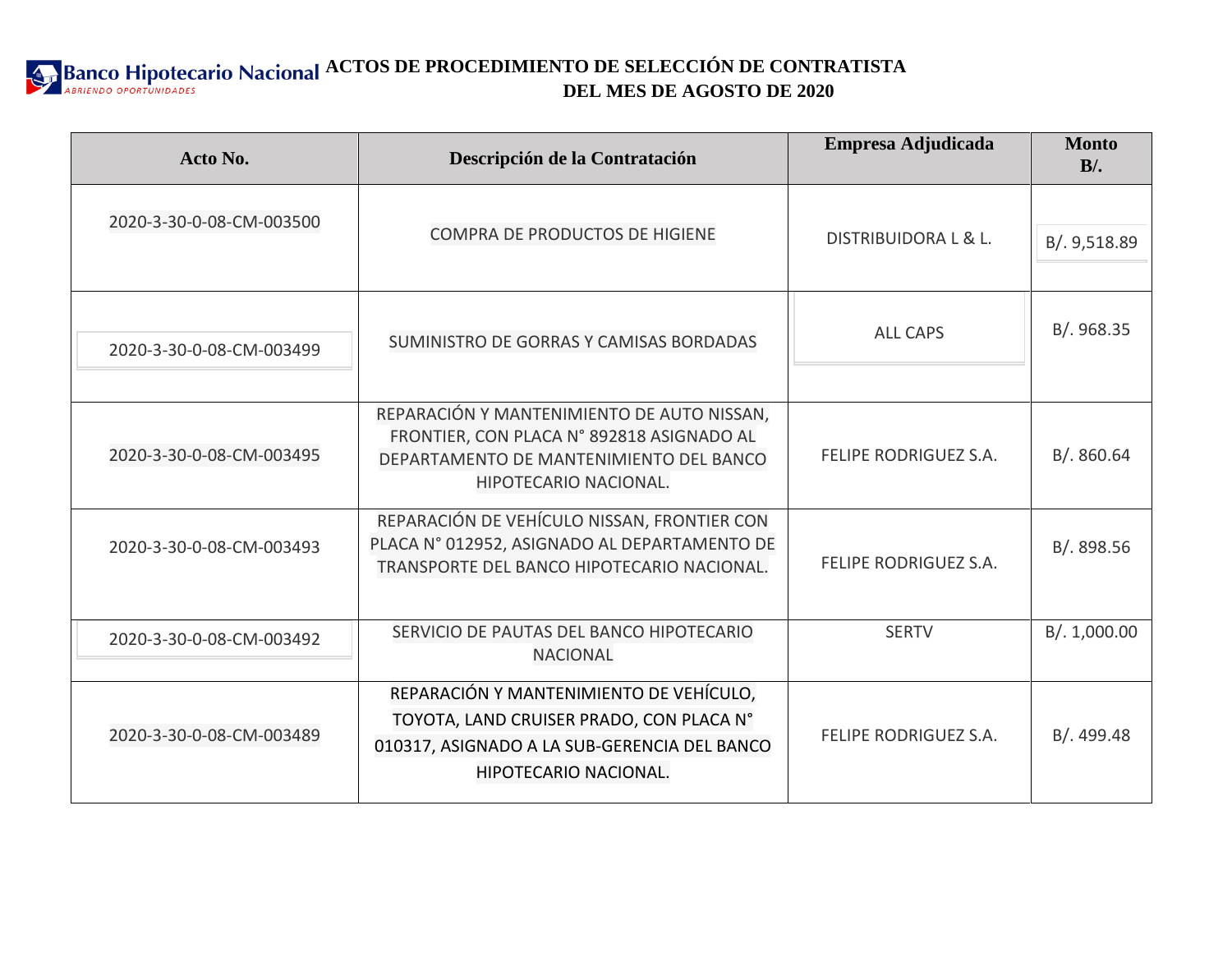Banco Hipotecario Nacional
*ABRIENDO OPORTUNIDADES*

# ACTOS DE PROCEDIMIENTO DE SELECCIÓN DE CONTRATISTA DEL MES DE AGOSTO DE 2020

| Acto No. | Descripción de la Contratación | Empresa Adjudicada | Monto B/. |
|---|---|---|---|
| 2020-3-30-0-08-CM-003500 | COMPRA DE PRODUCTOS DE HIGIENE | DISTRIBUIDORA L & L. | B/. 9,518.89 |
| 2020-3-30-0-08-CM-003499 | SUMINISTRO DE GORRAS Y CAMISAS BORDADAS | ALL CAPS | B/. 968.35 |
| 2020-3-30-0-08-CM-003495 | REPARACIÓN Y MANTENIMIENTO DE AUTO NISSAN, FRONTIER, CON PLACA N° 892818 ASIGNADO AL DEPARTAMENTO DE MANTENIMIENTO DEL BANCO HIPOTECARIO NACIONAL. | FELIPE RODRIGUEZ S.A. | B/. 860.64 |
| 2020-3-30-0-08-CM-003493 | REPARACIÓN DE VEHÍCULO NISSAN, FRONTIER CON PLACA N° 012952, ASIGNADO AL DEPARTAMENTO DE TRANSPORTE DEL BANCO HIPOTECARIO NACIONAL. | FELIPE RODRIGUEZ S.A. | B/. 898.56 |
| 2020-3-30-0-08-CM-003492 | SERVICIO DE PAUTAS DEL BANCO HIPOTECARIO NACIONAL | SERTV | B/. 1,000.00 |
| 2020-3-30-0-08-CM-003489 | REPARACIÓN Y MANTENIMIENTO DE VEHÍCULO, TOYOTA, LAND CRUISER PRADO, CON PLACA N° 010317, ASIGNADO A LA SUB-GERENCIA DEL BANCO HIPOTECARIO NACIONAL. | FELIPE RODRIGUEZ S.A. | B/. 499.48 |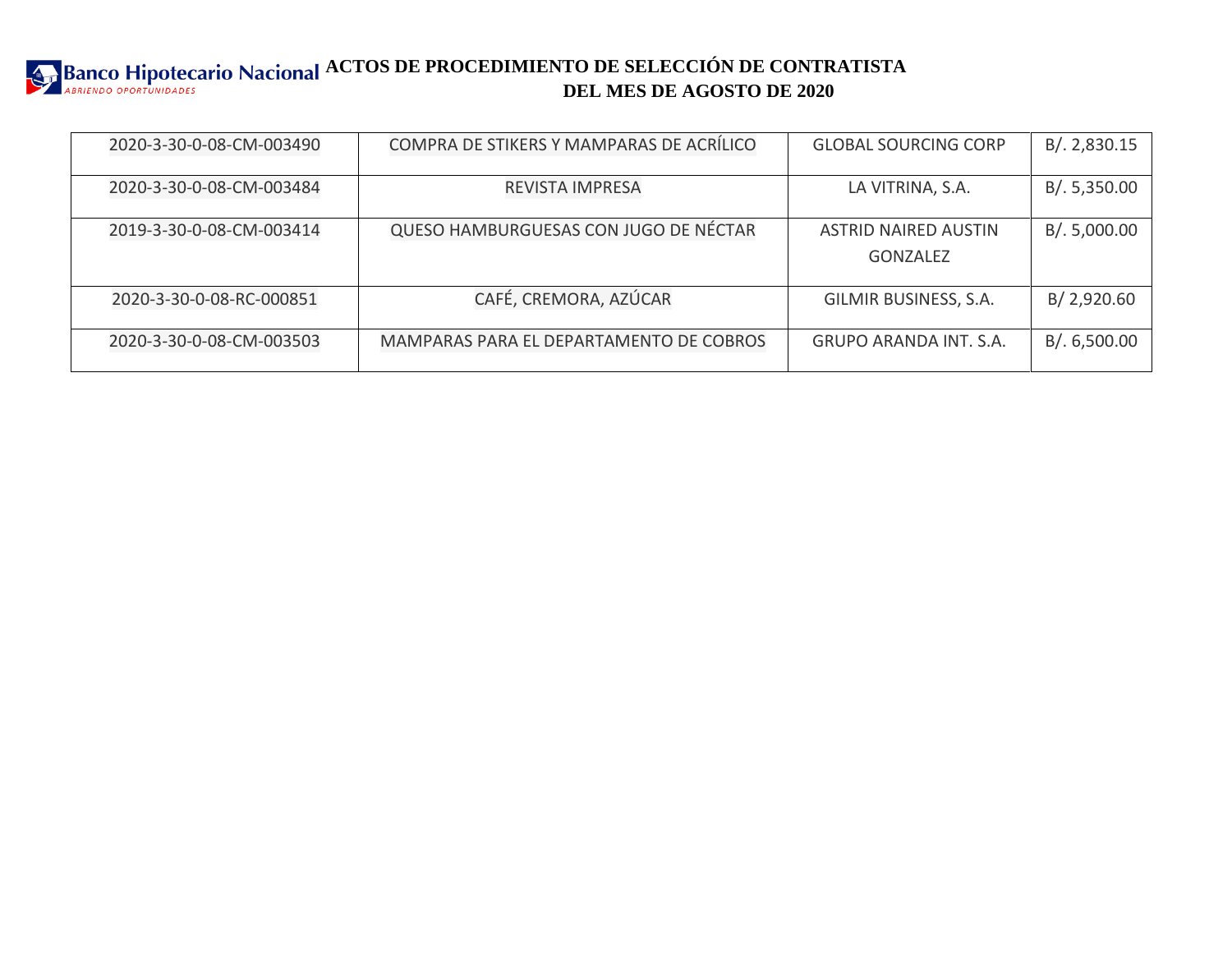Banco Hipotecario Nacional
ABRIENDO OPORTUNIDADES

# ACTOS DE PROCEDIMIENTO DE SELECCIÓN DE CONTRATISTA DEL MES DE AGOSTO DE 2020

| | | | |
|---|---|---|---|
| 2020-3-30-0-08-CM-003490 | COMPRA DE STIKERS Y MAMPARAS DE ACRÍLICO | GLOBAL SOURCING CORP | B/. 2,830.15 |
| 2020-3-30-0-08-CM-003484 | REVISTA IMPRESA | LA VITRINA, S.A. | B/. 5,350.00 |
| 2019-3-30-0-08-CM-003414 | QUESO HAMBURGUESAS CON JUGO DE NÉCTAR | ASTRID NAIRED AUSTIN GONZALEZ | B/. 5,000.00 |
| 2020-3-30-0-08-RC-000851 | CAFÉ, CREMORA, AZÚCAR | GILMIR BUSINESS, S.A. | B/ 2,920.60 |
| 2020-3-30-0-08-CM-003503 | MAMPARAS PARA EL DEPARTAMENTO DE COBROS | GRUPO ARANDA INT. S.A. | B/. 6,500.00 |